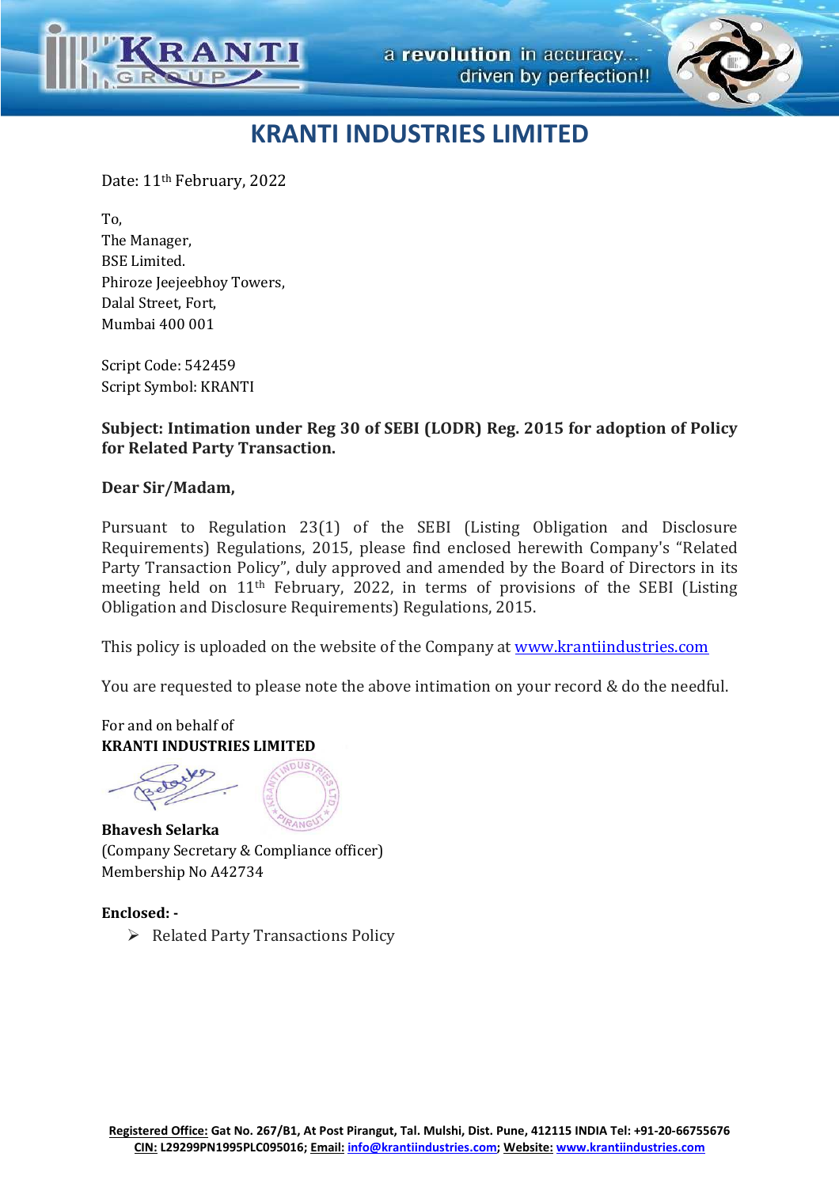# KRANTI INDUSTRIES LIMITED

Date: 11th February, 2022

To,
The Manager,
BSE Limited.
Phiroze Jeejeebhoy Towers,
Dalal Street, Fort,
Mumbai 400 001

Script Code: 542459
Script Symbol: KRANTI

**Subject: Intimation under Reg 30 of SEBI (LODR) Reg. 2015 for adoption of Policy for Related Party Transaction.**

**Dear Sir/Madam,**

Pursuant to Regulation 23(1) of the SEBI (Listing Obligation and Disclosure Requirements) Regulations, 2015, please find enclosed herewith Company's "Related Party Transaction Policy", duly approved and amended by the Board of Directors in its meeting held on 11th February, 2022, in terms of provisions of the SEBI (Listing Obligation and Disclosure Requirements) Regulations, 2015.

This policy is uploaded on the website of the Company at www.krantiindustries.com

You are requested to please note the above intimation on your record & do the needful.

For and on behalf of
**KRANTI INDUSTRIES LIMITED**

**Bhavesh Selarka**
(Company Secretary & Compliance officer)
Membership No A42734

**Enclosed: -**

- Related Party Transactions Policy

**Registered Office:** Gat No. 267/B1, At Post Pirangut, Tal. Mulshi, Dist. Pune, 412115 INDIA Tel: +91-20-66755676
**CIN:** L29299PN1995PLC095016; **Email:** info@krantiindustries.com; **Website:** www.krantiindustries.com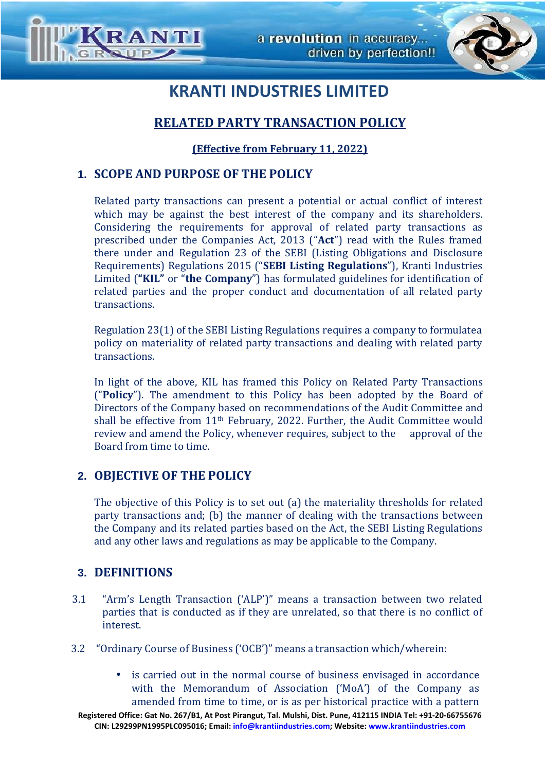# KRANTI INDUSTRIES LIMITED

## RELATED PARTY TRANSACTION POLICY

**(Effective from February 11, 2022)**

## 1. SCOPE AND PURPOSE OF THE POLICY

Related party transactions can present a potential or actual conflict of interest which may be against the best interest of the company and its shareholders. Considering the requirements for approval of related party transactions as prescribed under the Companies Act, 2013 ("**Act**") read with the Rules framed there under and Regulation 23 of the SEBI (Listing Obligations and Disclosure Requirements) Regulations 2015 ("**SEBI Listing Regulations**"), Kranti Industries Limited (**"KIL"** or "**the Company**") has formulated guidelines for identification of related parties and the proper conduct and documentation of all related party transactions.

Regulation 23(1) of the SEBI Listing Regulations requires a company to formulatea policy on materiality of related party transactions and dealing with related party transactions.

In light of the above, KIL has framed this Policy on Related Party Transactions ("**Policy**"). The amendment to this Policy has been adopted by the Board of Directors of the Company based on recommendations of the Audit Committee and shall be effective from 11th February, 2022. Further, the Audit Committee would review and amend the Policy, whenever requires, subject to the approval of the Board from time to time.

## 2. OBJECTIVE OF THE POLICY

The objective of this Policy is to set out (a) the materiality thresholds for related party transactions and; (b) the manner of dealing with the transactions between the Company and its related parties based on the Act, the SEBI Listing Regulations and any other laws and regulations as may be applicable to the Company.

## 3. DEFINITIONS

3.1 "Arm's Length Transaction ('ALP')" means a transaction between two related parties that is conducted as if they are unrelated, so that there is no conflict of interest.

3.2 "Ordinary Course of Business ('OCB')" means a transaction which/wherein:

- is carried out in the normal course of business envisaged in accordance with the Memorandum of Association ('MoA') of the Company as amended from time to time, or is as per historical practice with a pattern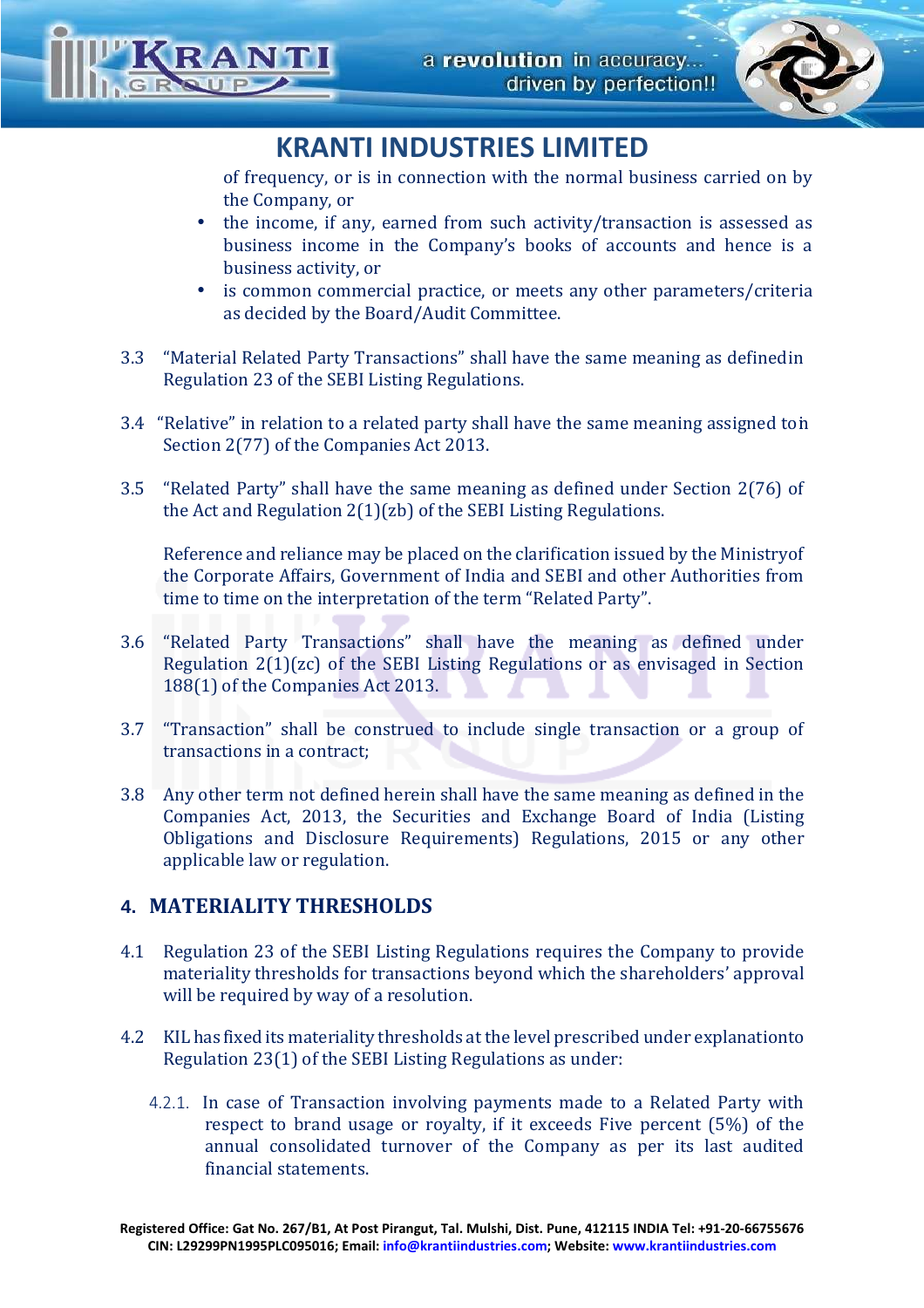of frequency, or is in connection with the normal business carried on by the Company, or

- the income, if any, earned from such activity/transaction is assessed as business income in the Company's books of accounts and hence is a business activity, or
- is common commercial practice, or meets any other parameters/criteria as decided by the Board/Audit Committee.

3.3 "Material Related Party Transactions" shall have the same meaning as definedin Regulation 23 of the SEBI Listing Regulations.

3.4 "Relative" in relation to a related party shall have the same meaning assigned toin Section 2(77) of the Companies Act 2013.

3.5 "Related Party" shall have the same meaning as defined under Section 2(76) of the Act and Regulation 2(1)(zb) of the SEBI Listing Regulations.

Reference and reliance may be placed on the clarification issued by the Ministryof the Corporate Affairs, Government of India and SEBI and other Authorities from time to time on the interpretation of the term "Related Party".

3.6 "Related Party Transactions" shall have the meaning as defined under Regulation 2(1)(zc) of the SEBI Listing Regulations or as envisaged in Section 188(1) of the Companies Act 2013.

3.7 "Transaction" shall be construed to include single transaction or a group of transactions in a contract;

3.8 Any other term not defined herein shall have the same meaning as defined in the Companies Act, 2013, the Securities and Exchange Board of India (Listing Obligations and Disclosure Requirements) Regulations, 2015 or any other applicable law or regulation.

## 4. MATERIALITY THRESHOLDS

4.1 Regulation 23 of the SEBI Listing Regulations requires the Company to provide materiality thresholds for transactions beyond which the shareholders' approval will be required by way of a resolution.

4.2 KIL has fixed its materiality thresholds at the level prescribed under explanationto Regulation 23(1) of the SEBI Listing Regulations as under:

4.2.1. In case of Transaction involving payments made to a Related Party with respect to brand usage or royalty, if it exceeds Five percent (5%) of the annual consolidated turnover of the Company as per its last audited financial statements.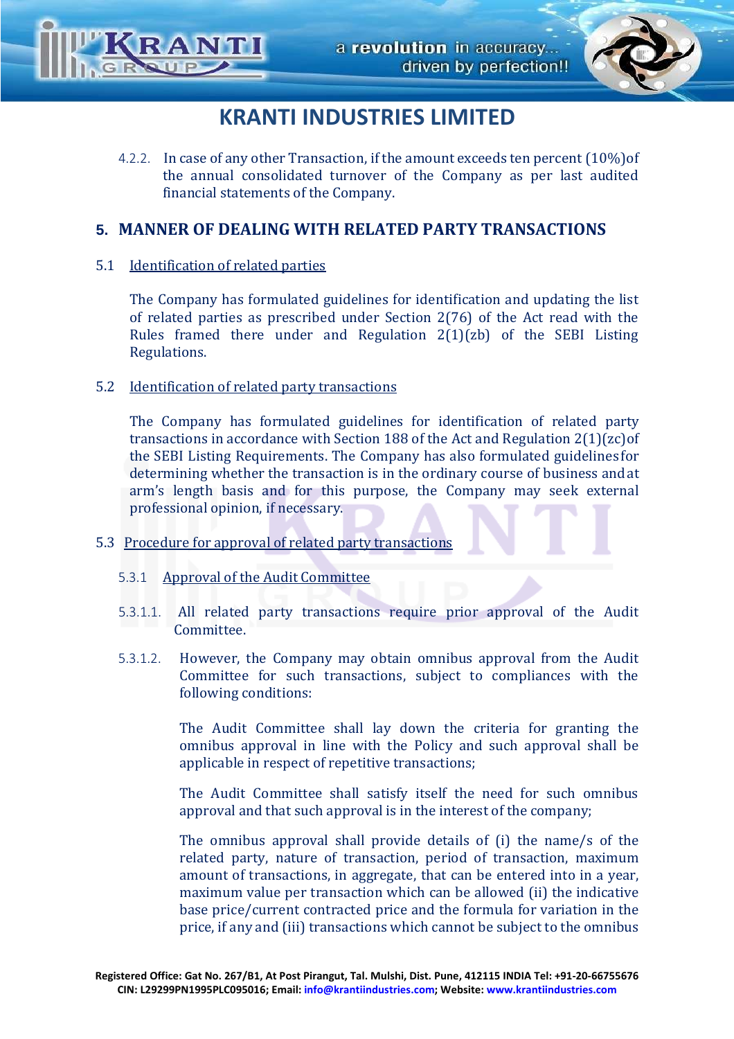4.2.2. In case of any other Transaction, if the amount exceeds ten percent (10%) of the annual consolidated turnover of the Company as per last audited financial statements of the Company.

## 5. MANNER OF DEALING WITH RELATED PARTY TRANSACTIONS

### 5.1 Identification of related parties

The Company has formulated guidelines for identification and updating the list of related parties as prescribed under Section 2(76) of the Act read with the Rules framed there under and Regulation 2(1)(zb) of the SEBI Listing Regulations.

### 5.2 Identification of related party transactions

The Company has formulated guidelines for identification of related party transactions in accordance with Section 188 of the Act and Regulation 2(1)(zc) of the SEBI Listing Requirements. The Company has also formulated guidelines for determining whether the transaction is in the ordinary course of business and at arm's length basis and for this purpose, the Company may seek external professional opinion, if necessary.

### 5.3 Procedure for approval of related party transactions

#### 5.3.1 Approval of the Audit Committee

5.3.1.1. All related party transactions require prior approval of the Audit Committee.

5.3.1.2. However, the Company may obtain omnibus approval from the Audit Committee for such transactions, subject to compliances with the following conditions:

The Audit Committee shall lay down the criteria for granting the omnibus approval in line with the Policy and such approval shall be applicable in respect of repetitive transactions;

The Audit Committee shall satisfy itself the need for such omnibus approval and that such approval is in the interest of the company;

The omnibus approval shall provide details of (i) the name/s of the related party, nature of transaction, period of transaction, maximum amount of transactions, in aggregate, that can be entered into in a year, maximum value per transaction which can be allowed (ii) the indicative base price/current contracted price and the formula for variation in the price, if any and (iii) transactions which cannot be subject to the omnibus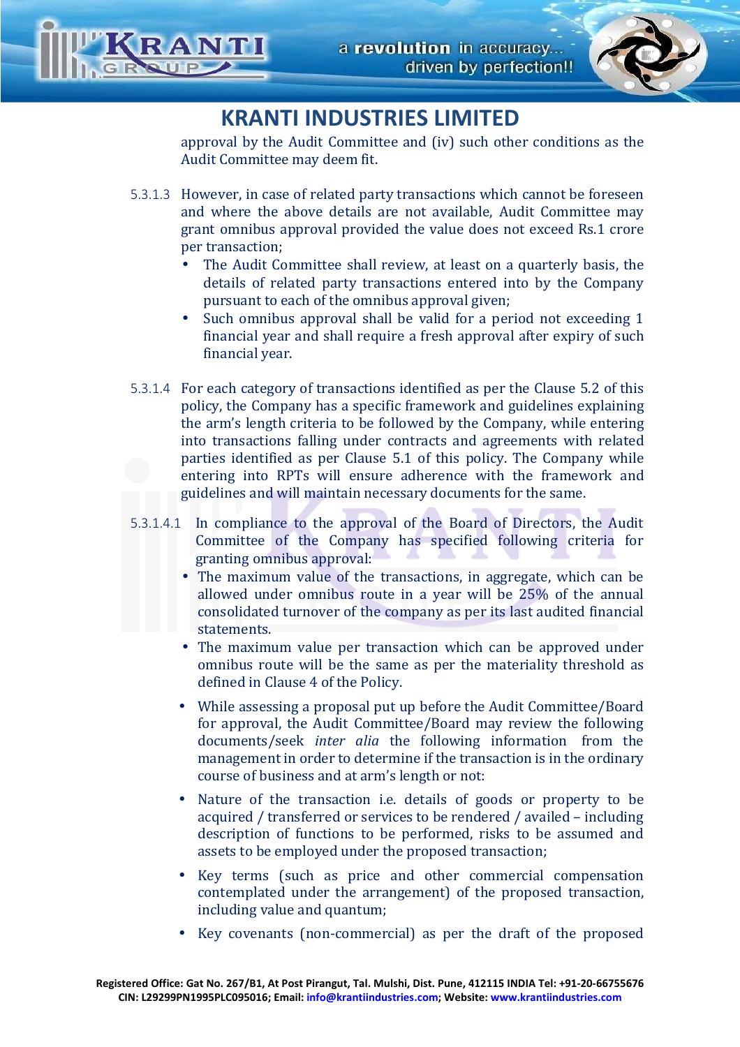approval by the Audit Committee and (iv) such other conditions as the Audit Committee may deem fit.

5.3.1.3 However, in case of related party transactions which cannot be foreseen and where the above details are not available, Audit Committee may grant omnibus approval provided the value does not exceed Rs.1 crore per transaction;

- The Audit Committee shall review, at least on a quarterly basis, the details of related party transactions entered into by the Company pursuant to each of the omnibus approval given;
- Such omnibus approval shall be valid for a period not exceeding 1 financial year and shall require a fresh approval after expiry of such financial year.

5.3.1.4 For each category of transactions identified as per the Clause 5.2 of this policy, the Company has a specific framework and guidelines explaining the arm's length criteria to be followed by the Company, while entering into transactions falling under contracts and agreements with related parties identified as per Clause 5.1 of this policy. The Company while entering into RPTs will ensure adherence with the framework and guidelines and will maintain necessary documents for the same.

5.3.1.4.1 In compliance to the approval of the Board of Directors, the Audit Committee of the Company has specified following criteria for granting omnibus approval:

- The maximum value of the transactions, in aggregate, which can be allowed under omnibus route in a year will be 25% of the annual consolidated turnover of the company as per its last audited financial statements.
- The maximum value per transaction which can be approved under omnibus route will be the same as per the materiality threshold as defined in Clause 4 of the Policy.
- While assessing a proposal put up before the Audit Committee/Board for approval, the Audit Committee/Board may review the following documents/seek *inter alia* the following information from the management in order to determine if the transaction is in the ordinary course of business and at arm's length or not:
- Nature of the transaction i.e. details of goods or property to be acquired / transferred or services to be rendered / availed – including description of functions to be performed, risks to be assumed and assets to be employed under the proposed transaction;
- Key terms (such as price and other commercial compensation contemplated under the arrangement) of the proposed transaction, including value and quantum;
- Key covenants (non-commercial) as per the draft of the proposed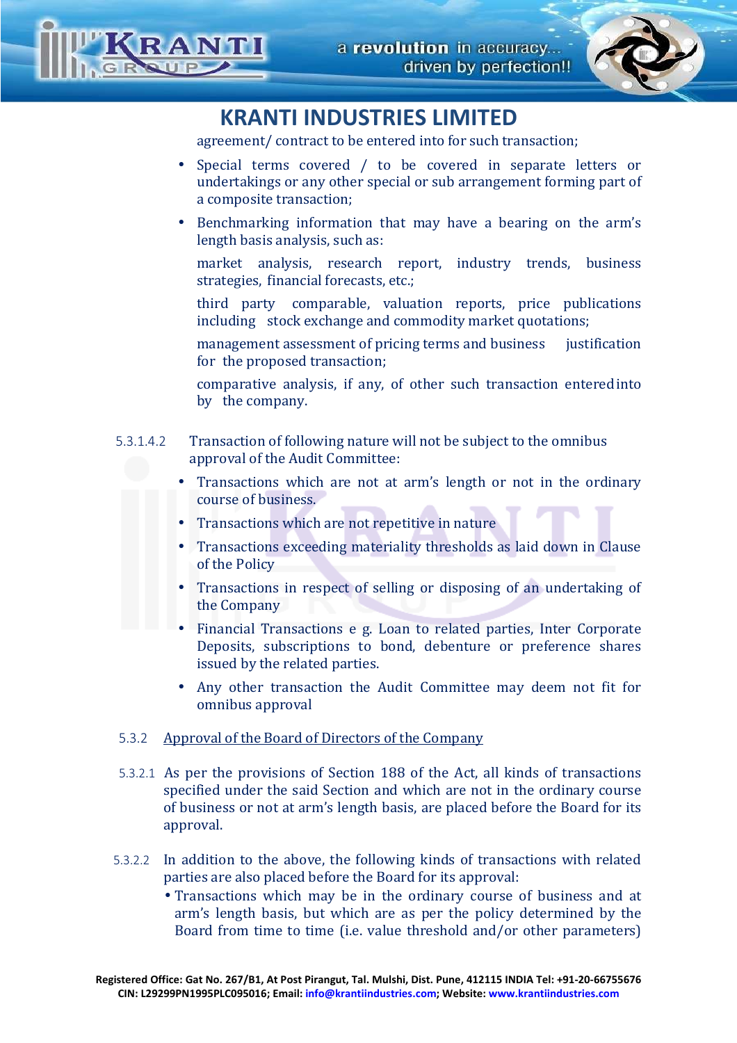agreement/ contract to be entered into for such transaction;

- Special terms covered / to be covered in separate letters or undertakings or any other special or sub arrangement forming part of a composite transaction;
- Benchmarking information that may have a bearing on the arm's length basis analysis, such as:

  market analysis, research report, industry trends, business strategies, financial forecasts, etc.;

  third party comparable, valuation reports, price publications including stock exchange and commodity market quotations;

  management assessment of pricing terms and business justification for the proposed transaction;

  comparative analysis, if any, of other such transaction entered into by the company.

5.3.1.4.2 Transaction of following nature will not be subject to the omnibus approval of the Audit Committee:

- Transactions which are not at arm's length or not in the ordinary course of business.
- Transactions which are not repetitive in nature
- Transactions exceeding materiality thresholds as laid down in Clause of the Policy
- Transactions in respect of selling or disposing of an undertaking of the Company
- Financial Transactions e g. Loan to related parties, Inter Corporate Deposits, subscriptions to bond, debenture or preference shares issued by the related parties.
- Any other transaction the Audit Committee may deem not fit for omnibus approval

5.3.2 <u>Approval of the Board of Directors of the Company</u>

5.3.2.1 As per the provisions of Section 188 of the Act, all kinds of transactions specified under the said Section and which are not in the ordinary course of business or not at arm's length basis, are placed before the Board for its approval.

5.3.2.2 In addition to the above, the following kinds of transactions with related parties are also placed before the Board for its approval:

- Transactions which may be in the ordinary course of business and at arm's length basis, but which are as per the policy determined by the Board from time to time (i.e. value threshold and/or other parameters)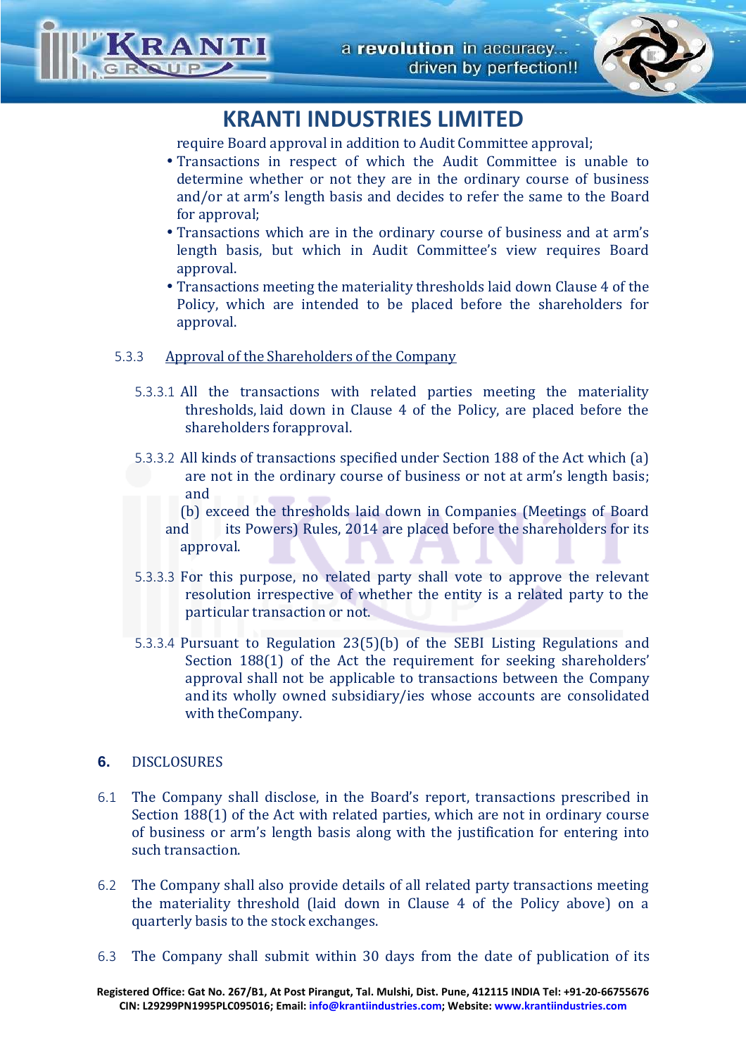require Board approval in addition to Audit Committee approval;

- Transactions in respect of which the Audit Committee is unable to determine whether or not they are in the ordinary course of business and/or at arm's length basis and decides to refer the same to the Board for approval;
- Transactions which are in the ordinary course of business and at arm's length basis, but which in Audit Committee's view requires Board approval.
- Transactions meeting the materiality thresholds laid down Clause 4 of the Policy, which are intended to be placed before the shareholders for approval.

5.3.3 Approval of the Shareholders of the Company

5.3.3.1 All the transactions with related parties meeting the materiality thresholds, laid down in Clause 4 of the Policy, are placed before the shareholders forapproval.

5.3.3.2 All kinds of transactions specified under Section 188 of the Act which (a) are not in the ordinary course of business or not at arm's length basis; and
(b) exceed the thresholds laid down in Companies (Meetings of Board and its Powers) Rules, 2014 are placed before the shareholders for its approval.

5.3.3.3 For this purpose, no related party shall vote to approve the relevant resolution irrespective of whether the entity is a related party to the particular transaction or not.

5.3.3.4 Pursuant to Regulation 23(5)(b) of the SEBI Listing Regulations and Section 188(1) of the Act the requirement for seeking shareholders' approval shall not be applicable to transactions between the Company and its wholly owned subsidiary/ies whose accounts are consolidated with theCompany.

## 6. DISCLOSURES

6.1 The Company shall disclose, in the Board's report, transactions prescribed in Section 188(1) of the Act with related parties, which are not in ordinary course of business or arm's length basis along with the justification for entering into such transaction.

6.2 The Company shall also provide details of all related party transactions meeting the materiality threshold (laid down in Clause 4 of the Policy above) on a quarterly basis to the stock exchanges.

6.3 The Company shall submit within 30 days from the date of publication of its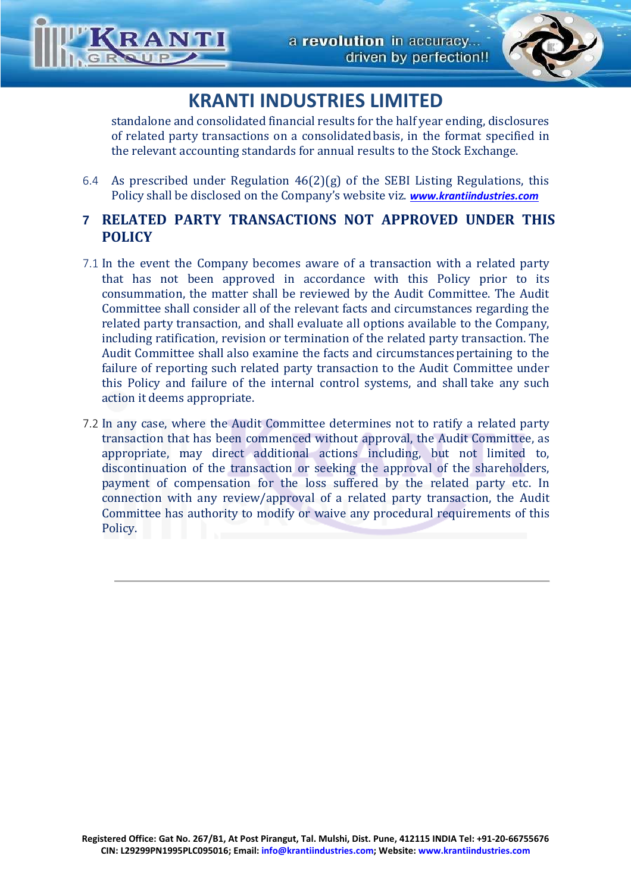standalone and consolidated financial results for the half year ending, disclosures of related party transactions on a consolidated basis, in the format specified in the relevant accounting standards for annual results to the Stock Exchange.

6.4 As prescribed under Regulation 46(2)(g) of the SEBI Listing Regulations, this Policy shall be disclosed on the Company's website viz. ***www.krantiindustries.com***

## 7 RELATED PARTY TRANSACTIONS NOT APPROVED UNDER THIS POLICY

7.1 In the event the Company becomes aware of a transaction with a related party that has not been approved in accordance with this Policy prior to its consummation, the matter shall be reviewed by the Audit Committee. The Audit Committee shall consider all of the relevant facts and circumstances regarding the related party transaction, and shall evaluate all options available to the Company, including ratification, revision or termination of the related party transaction. The Audit Committee shall also examine the facts and circumstances pertaining to the failure of reporting such related party transaction to the Audit Committee under this Policy and failure of the internal control systems, and shall take any such action it deems appropriate.

7.2 In any case, where the Audit Committee determines not to ratify a related party transaction that has been commenced without approval, the Audit Committee, as appropriate, may direct additional actions including, but not limited to, discontinuation of the transaction or seeking the approval of the shareholders, payment of compensation for the loss suffered by the related party etc. In connection with any review/approval of a related party transaction, the Audit Committee has authority to modify or waive any procedural requirements of this Policy.